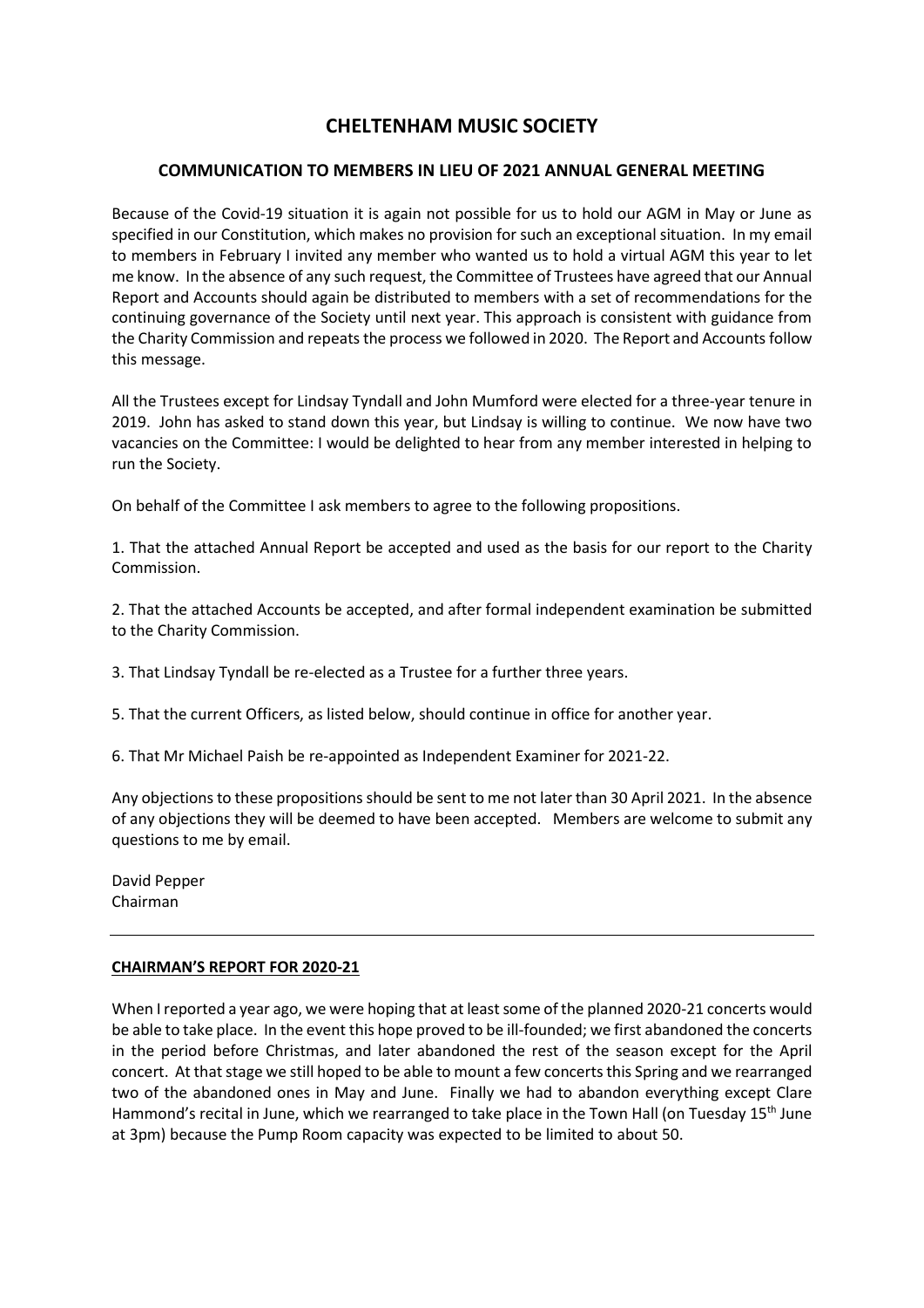# CHELTENHAM MUSIC SOCIETY

## COMMUNICATION TO MEMBERS IN LIEU OF 2021 ANNUAL GENERAL MEETING

Because of the Covid-19 situation it is again not possible for us to hold our AGM in May or June as specified in our Constitution, which makes no provision for such an exceptional situation. In my email to members in February I invited any member who wanted us to hold a virtual AGM this year to let me know. In the absence of any such request, the Committee of Trustees have agreed that our Annual Report and Accounts should again be distributed to members with a set of recommendations for the continuing governance of the Society until next year. This approach is consistent with guidance from the Charity Commission and repeats the process we followed in 2020. The Report and Accounts follow this message.

All the Trustees except for Lindsay Tyndall and John Mumford were elected for a three-year tenure in 2019. John has asked to stand down this year, but Lindsay is willing to continue. We now have two vacancies on the Committee: I would be delighted to hear from any member interested in helping to run the Society.

On behalf of the Committee I ask members to agree to the following propositions.

1. That the attached Annual Report be accepted and used as the basis for our report to the Charity Commission.

2. That the attached Accounts be accepted, and after formal independent examination be submitted to the Charity Commission.

3. That Lindsay Tyndall be re-elected as a Trustee for a further three years.

5. That the current Officers, as listed below, should continue in office for another year.

6. That Mr Michael Paish be re-appointed as Independent Examiner for 2021-22.

Any objections to these propositions should be sent to me not later than 30 April 2021. In the absence of any objections they will be deemed to have been accepted. Members are welcome to submit any questions to me by email.

David Pepper
Chairman

---

**CHAIRMAN'S REPORT FOR 2020-21**

When I reported a year ago, we were hoping that at least some of the planned 2020-21 concerts would be able to take place. In the event this hope proved to be ill-founded; we first abandoned the concerts in the period before Christmas, and later abandoned the rest of the season except for the April concert. At that stage we still hoped to be able to mount a few concerts this Spring and we rearranged two of the abandoned ones in May and June. Finally we had to abandon everything except Clare Hammond's recital in June, which we rearranged to take place in the Town Hall (on Tuesday 15th June at 3pm) because the Pump Room capacity was expected to be limited to about 50.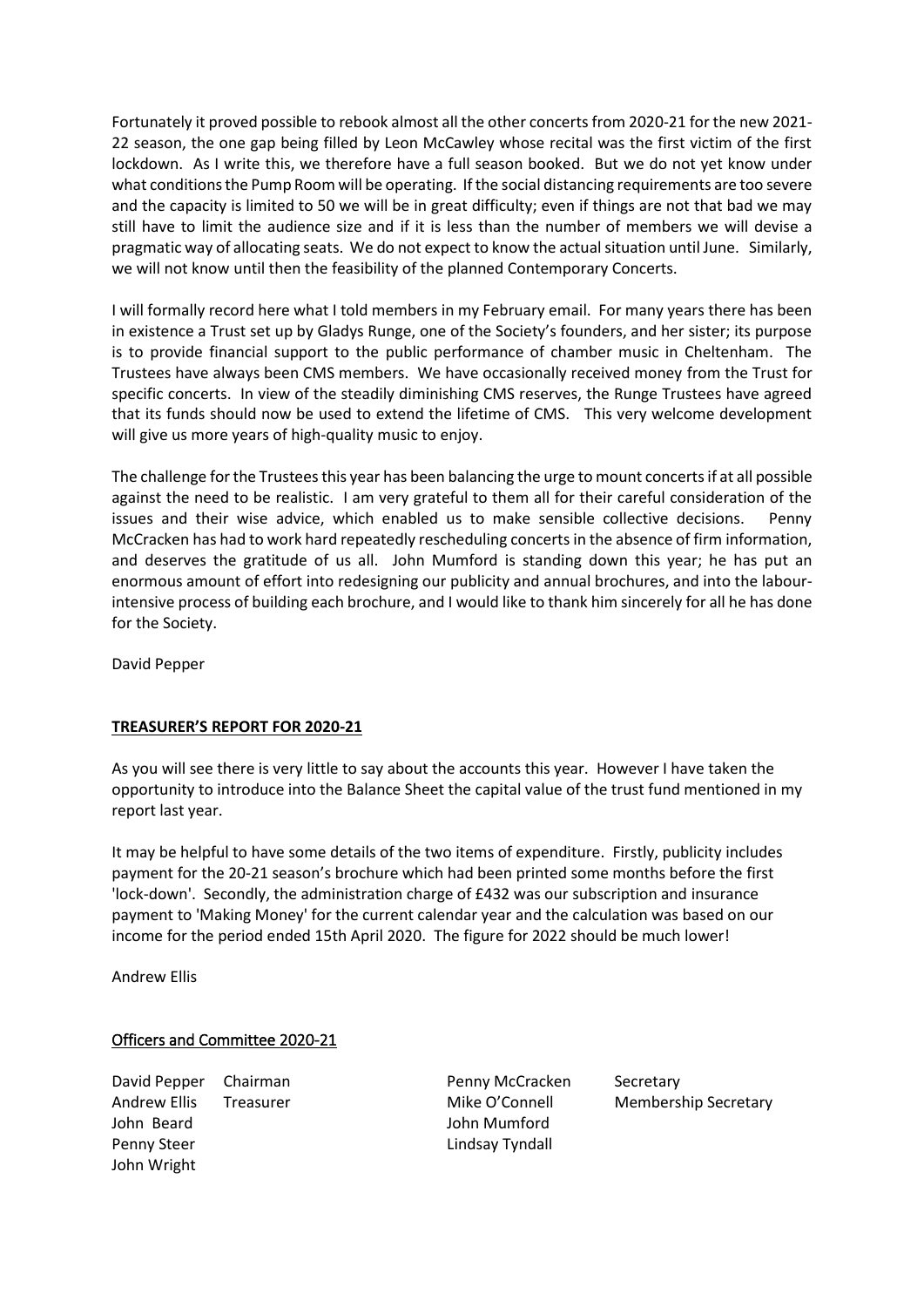Fortunately it proved possible to rebook almost all the other concerts from 2020-21 for the new 2021-22 season, the one gap being filled by Leon McCawley whose recital was the first victim of the first lockdown. As I write this, we therefore have a full season booked. But we do not yet know under what conditions the Pump Room will be operating. If the social distancing requirements are too severe and the capacity is limited to 50 we will be in great difficulty; even if things are not that bad we may still have to limit the audience size and if it is less than the number of members we will devise a pragmatic way of allocating seats. We do not expect to know the actual situation until June. Similarly, we will not know until then the feasibility of the planned Contemporary Concerts.

I will formally record here what I told members in my February email. For many years there has been in existence a Trust set up by Gladys Runge, one of the Society's founders, and her sister; its purpose is to provide financial support to the public performance of chamber music in Cheltenham. The Trustees have always been CMS members. We have occasionally received money from the Trust for specific concerts. In view of the steadily diminishing CMS reserves, the Runge Trustees have agreed that its funds should now be used to extend the lifetime of CMS. This very welcome development will give us more years of high-quality music to enjoy.

The challenge for the Trustees this year has been balancing the urge to mount concerts if at all possible against the need to be realistic. I am very grateful to them all for their careful consideration of the issues and their wise advice, which enabled us to make sensible collective decisions. Penny McCracken has had to work hard repeatedly rescheduling concerts in the absence of firm information, and deserves the gratitude of us all. John Mumford is standing down this year; he has put an enormous amount of effort into redesigning our publicity and annual brochures, and into the labour-intensive process of building each brochure, and I would like to thank him sincerely for all he has done for the Society.

David Pepper

## TREASURER'S REPORT FOR 2020-21

As you will see there is very little to say about the accounts this year. However I have taken the opportunity to introduce into the Balance Sheet the capital value of the trust fund mentioned in my report last year.

It may be helpful to have some details of the two items of expenditure. Firstly, publicity includes payment for the 20-21 season's brochure which had been printed some months before the first 'lock-down'. Secondly, the administration charge of £432 was our subscription and insurance payment to 'Making Money' for the current calendar year and the calculation was based on our income for the period ended 15th April 2020. The figure for 2022 should be much lower!

Andrew Ellis

## Officers and Committee 2020-21

| | | | |
|---|---|---|---|
| David Pepper | Chairman | Penny McCracken | Secretary |
| Andrew Ellis | Treasurer | Mike O'Connell | Membership Secretary |
| John Beard | | John Mumford | |
| Penny Steer | | Lindsay Tyndall | |
| John Wright | | | |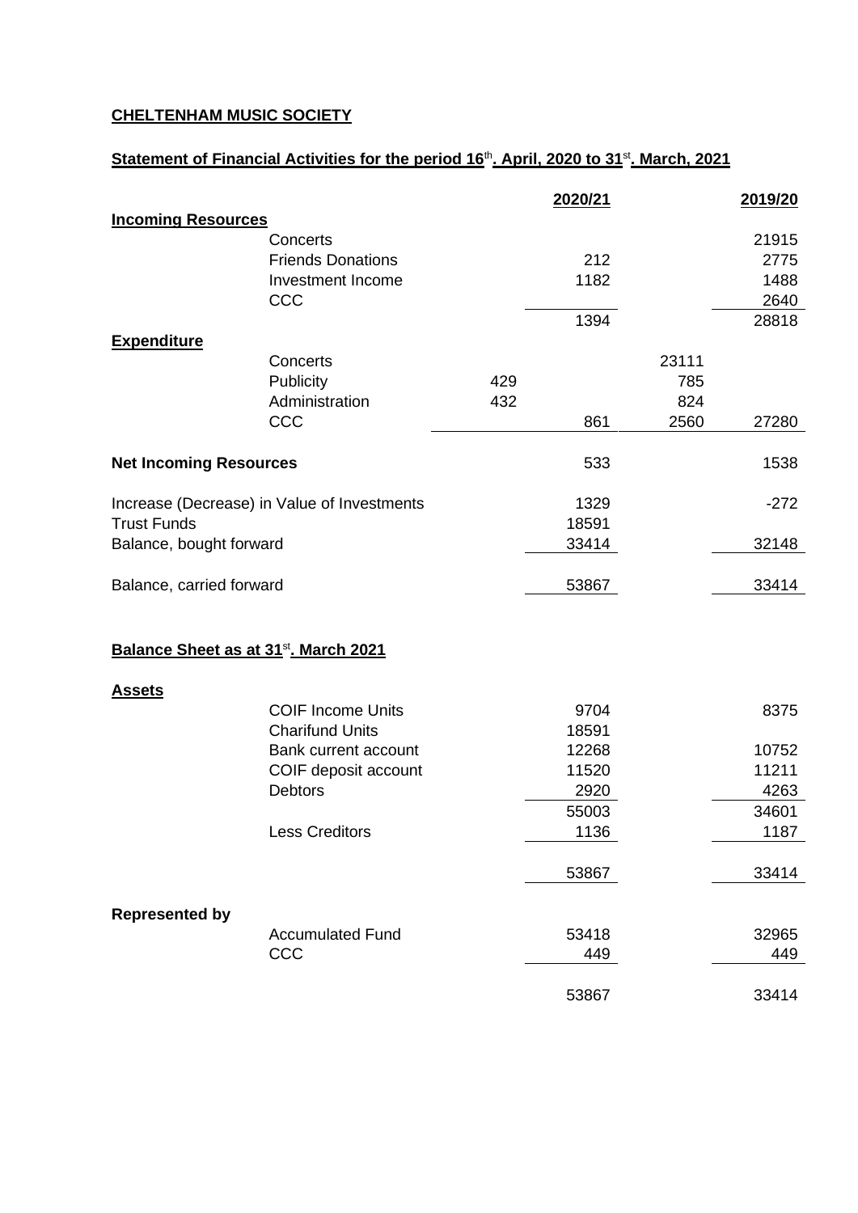**CHELTENHAM MUSIC SOCIETY**

**Statement of Financial Activities for the period 16th. April, 2020 to 31st. March, 2021**

| | | | 2020/21 | | 2019/20 |
|---|---|---|---|---|---|
| **Incoming Resources** | | | | | |
| | Concerts | | | | 21915 |
| | Friends Donations | | 212 | | 2775 |
| | Investment Income | | 1182 | | 1488 |
| | CCC | | | | 2640 |
| | | | 1394 | | 28818 |
| **Expenditure** | | | | | |
| | Concerts | | | 23111 | |
| | Publicity | 429 | | 785 | |
| | Administration | 432 | | 824 | |
| | CCC | | 861 | 2560 | 27280 |
| **Net Incoming Resources** | | | 533 | | 1538 |
| Increase (Decrease) in Value of Investments | | | 1329 | | -272 |
| Trust Funds | | | 18591 | | |
| Balance, bought forward | | | 33414 | | 32148 |
| Balance, carried forward | | | 53867 | | 33414 |

**Balance Sheet as at 31st. March 2021**

| | | | |
|---|---|---|---|
| **Assets** | | | |
| | COIF Income Units | 9704 | 8375 |
| | Charifund Units | 18591 | |
| | Bank current account | 12268 | 10752 |
| | COIF deposit account | 11520 | 11211 |
| | Debtors | 2920 | 4263 |
| | | 55003 | 34601 |
| | Less Creditors | 1136 | 1187 |
| | | 53867 | 33414 |
| **Represented by** | | | |
| | Accumulated Fund | 53418 | 32965 |
| | CCC | 449 | 449 |
| | | 53867 | 33414 |